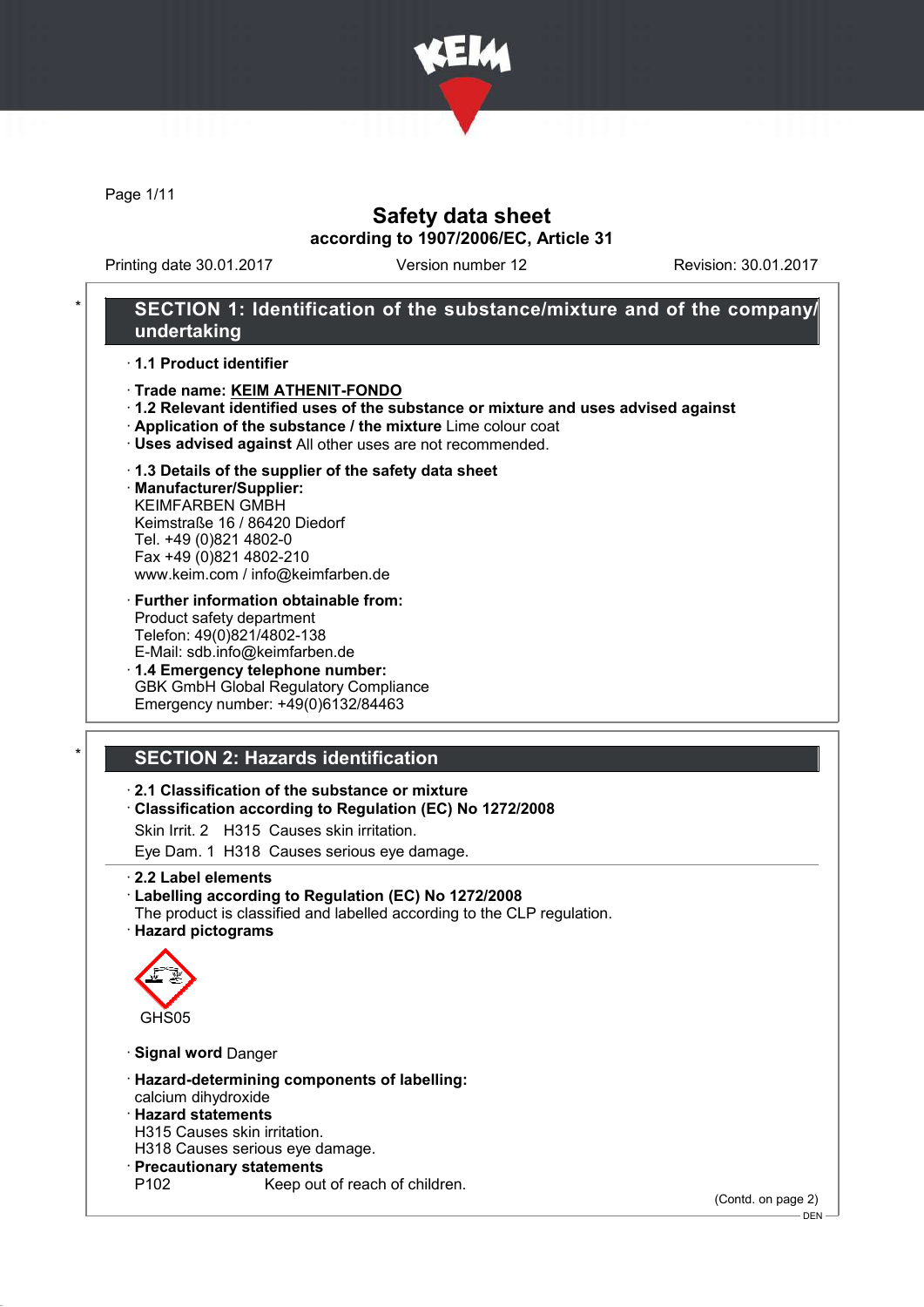# Safety data sheet

**according to 1907/2006/EC, Article 31**

Printing date 30.01.2017 | Version number 12 | Revision: 30.01.2017

## SECTION 1: Identification of the substance/mixture and of the company/undertaking

- **1.1 Product identifier**
- **Trade name: KEIM ATHENIT-FONDO**
- **1.2 Relevant identified uses of the substance or mixture and uses advised against**
- **Application of the substance / the mixture** Lime colour coat
- **Uses advised against** All other uses are not recommended.
- **1.3 Details of the supplier of the safety data sheet**
- **Manufacturer/Supplier:**
  KEIMFARBEN GMBH
  Keimstraße 16 / 86420 Diedorf
  Tel. +49 (0)821 4802-0
  Fax +49 (0)821 4802-210
  www.keim.com / info@keimfarben.de
- **Further information obtainable from:**
  Product safety department
  Telefon: 49(0)821/4802-138
  E-Mail: sdb.info@keimfarben.de
- **1.4 Emergency telephone number:**
  GBK GmbH Global Regulatory Compliance
  Emergency number: +49(0)6132/84463

## SECTION 2: Hazards identification

- **2.1 Classification of the substance or mixture**
- **Classification according to Regulation (EC) No 1272/2008**
  Skin Irrit. 2 H315 Causes skin irritation.
  Eye Dam. 1 H318 Causes serious eye damage.
- **2.2 Label elements**
- **Labelling according to Regulation (EC) No 1272/2008**
  The product is classified and labelled according to the CLP regulation.
- **Hazard pictograms**

GHS05

- **Signal word** Danger
- **Hazard-determining components of labelling:**
  calcium dihydroxide
- **Hazard statements**
  H315 Causes skin irritation.
  H318 Causes serious eye damage.
- **Precautionary statements**
  P102 Keep out of reach of children.

(Contd. on page 2)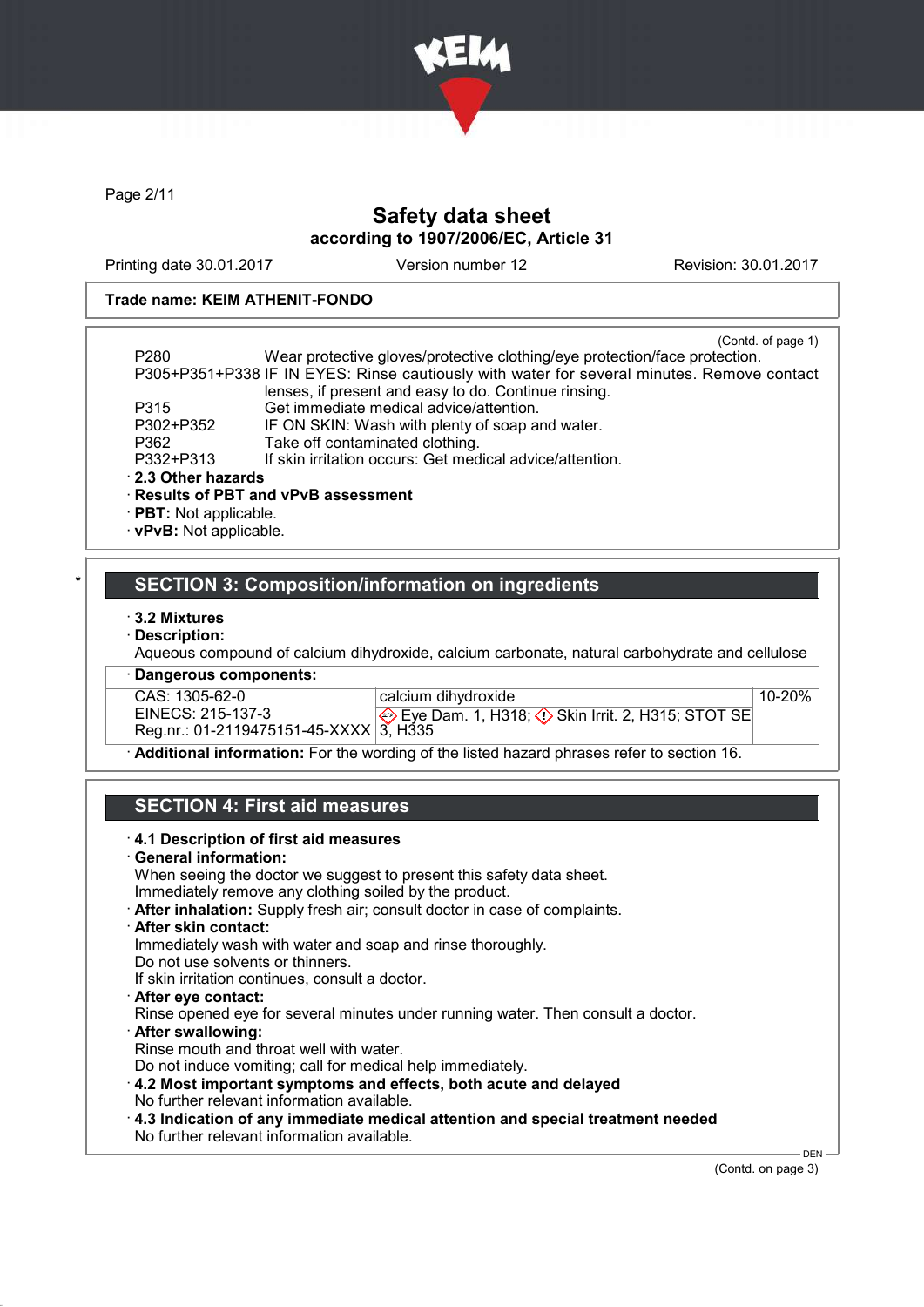Trade name: KEIM ATHENIT-FONDO

(Contd. of page 1)

| | |
|---|---|
| P280 | Wear protective gloves/protective clothing/eye protection/face protection. |
| P305+P351+P338 | IF IN EYES: Rinse cautiously with water for several minutes. Remove contact lenses, if present and easy to do. Continue rinsing. |
| P315 | Get immediate medical advice/attention. |
| P302+P352 | IF ON SKIN: Wash with plenty of soap and water. |
| P362 | Take off contaminated clothing. |
| P332+P313 | If skin irritation occurs: Get medical advice/attention. |

· **2.3 Other hazards**
· **Results of PBT and vPvB assessment**
· **PBT:** Not applicable.
· **vPvB:** Not applicable.

## SECTION 3: Composition/information on ingredients

· **3.2 Mixtures**
· **Description:**
Aqueous compound of calcium dihydroxide, calcium carbonate, natural carbohydrate and cellulose

· **Dangerous components:**

| | | |
|---|---|---|
| CAS: 1305-62-0<br>EINECS: 215-137-3<br>Reg.nr.: 01-2119475151-45-XXXX | calcium dihydroxide<br>Eye Dam. 1, H318; Skin Irrit. 2, H315; STOT SE 3, H335 | 10-20% |

· **Additional information:** For the wording of the listed hazard phrases refer to section 16.

## SECTION 4: First aid measures

· **4.1 Description of first aid measures**
· **General information:**
When seeing the doctor we suggest to present this safety data sheet.
Immediately remove any clothing soiled by the product.
· **After inhalation:** Supply fresh air; consult doctor in case of complaints.
· **After skin contact:**
Immediately wash with water and soap and rinse thoroughly.
Do not use solvents or thinners.
If skin irritation continues, consult a doctor.
· **After eye contact:**
Rinse opened eye for several minutes under running water. Then consult a doctor.
· **After swallowing:**
Rinse mouth and throat well with water.
Do not induce vomiting; call for medical help immediately.
· **4.2 Most important symptoms and effects, both acute and delayed**
No further relevant information available.
· **4.3 Indication of any immediate medical attention and special treatment needed**
No further relevant information available.

(Contd. on page 3)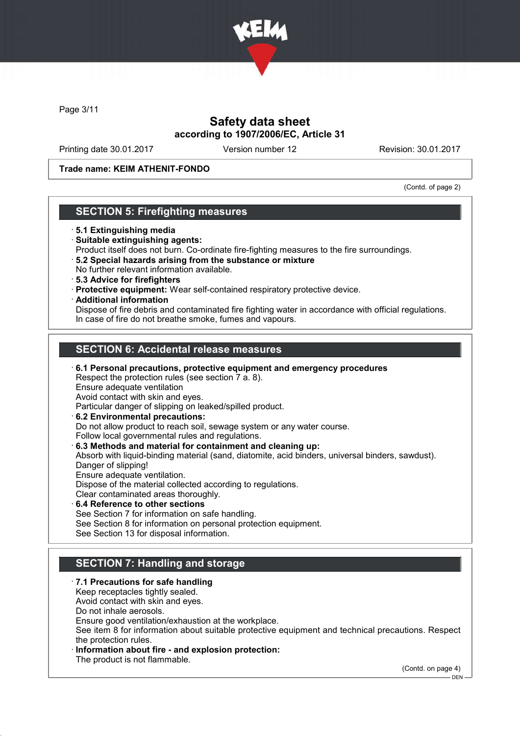# Safety data sheet
## according to 1907/2006/EC, Article 31

Printing date 30.01.2017 | Version number 12 | Revision: 30.01.2017

**Trade name: KEIM ATHENIT-FONDO**

(Contd. of page 2)

## SECTION 5: Firefighting measures

· **5.1 Extinguishing media**
· **Suitable extinguishing agents:**
Product itself does not burn. Co-ordinate fire-fighting measures to the fire surroundings.
· **5.2 Special hazards arising from the substance or mixture**
No further relevant information available.
· **5.3 Advice for firefighters**
· **Protective equipment:** Wear self-contained respiratory protective device.
· **Additional information**
Dispose of fire debris and contaminated fire fighting water in accordance with official regulations.
In case of fire do not breathe smoke, fumes and vapours.

## SECTION 6: Accidental release measures

· **6.1 Personal precautions, protective equipment and emergency procedures**
Respect the protection rules (see section 7 a. 8).
Ensure adequate ventilation
Avoid contact with skin and eyes.
Particular danger of slipping on leaked/spilled product.
· **6.2 Environmental precautions:**
Do not allow product to reach soil, sewage system or any water course.
Follow local governmental rules and regulations.
· **6.3 Methods and material for containment and cleaning up:**
Absorb with liquid-binding material (sand, diatomite, acid binders, universal binders, sawdust).
Danger of slipping!
Ensure adequate ventilation.
Dispose of the material collected according to regulations.
Clear contaminated areas thoroughly.
· **6.4 Reference to other sections**
See Section 7 for information on safe handling.
See Section 8 for information on personal protection equipment.
See Section 13 for disposal information.

## SECTION 7: Handling and storage

· **7.1 Precautions for safe handling**
Keep receptacles tightly sealed.
Avoid contact with skin and eyes.
Do not inhale aerosols.
Ensure good ventilation/exhaustion at the workplace.
See item 8 for information about suitable protective equipment and technical precautions. Respect the protection rules.
· **Information about fire - and explosion protection:**
The product is not flammable.

(Contd. on page 4)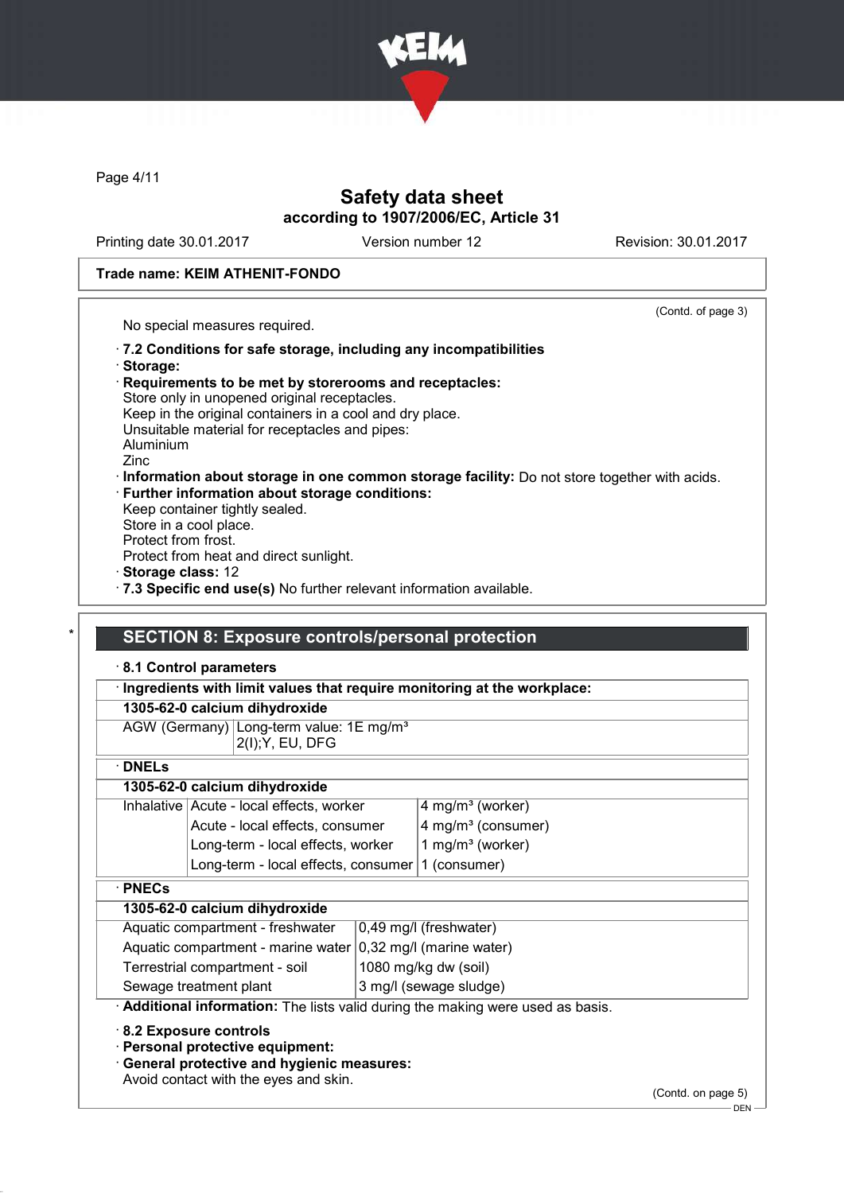Trade name: KEIM ATHENIT-FONDO

(Contd. of page 3)

No special measures required.

· **7.2 Conditions for safe storage, including any incompatibilities**
· **Storage:**
· **Requirements to be met by storerooms and receptacles:**
Store only in unopened original receptacles.
Keep in the original containers in a cool and dry place.
Unsuitable material for receptacles and pipes:
Aluminium
Zinc
· **Information about storage in one common storage facility:** Do not store together with acids.
· **Further information about storage conditions:**
Keep container tightly sealed.
Store in a cool place.
Protect from frost.
Protect from heat and direct sunlight.
· **Storage class:** 12
· **7.3 Specific end use(s)** No further relevant information available.

## SECTION 8: Exposure controls/personal protection

· **8.1 Control parameters**

| · **Ingredients with limit values that require monitoring at the workplace:** | |
|---|---|
| **1305-62-0 calcium dihydroxide** | |
| AGW (Germany) | Long-term value: 1E mg/m³<br>2(I);Y, EU, DFG |

| · **DNELs** | | |
|---|---|---|
| **1305-62-0 calcium dihydroxide** | | |
| Inhalative | Acute - local effects, worker | 4 mg/m³ (worker) |
| | Acute - local effects, consumer | 4 mg/m³ (consumer) |
| | Long-term - local effects, worker | 1 mg/m³ (worker) |
| | Long-term - local effects, consumer | 1 (consumer) |

| · **PNECs** | |
|---|---|
| **1305-62-0 calcium dihydroxide** | |
| Aquatic compartment - freshwater | 0,49 mg/l (freshwater) |
| Aquatic compartment - marine water | 0,32 mg/l (marine water) |
| Terrestrial compartment - soil | 1080 mg/kg dw (soil) |
| Sewage treatment plant | 3 mg/l (sewage sludge) |

· **Additional information:** The lists valid during the making were used as basis.

· **8.2 Exposure controls**
· **Personal protective equipment:**
· **General protective and hygienic measures:**
Avoid contact with the eyes and skin.

(Contd. on page 5)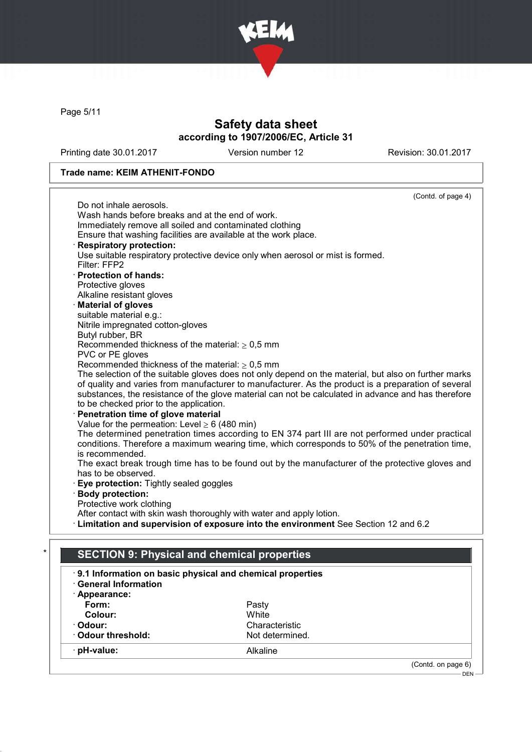Do not inhale aerosols.
Wash hands before breaks and at the end of work.
Immediately remove all soiled and contaminated clothing
Ensure that washing facilities are available at the work place.

· **Respiratory protection:**
Use suitable respiratory protective device only when aerosol or mist is formed.
Filter: FFP2

· **Protection of hands:**
Protective gloves
Alkaline resistant gloves

· **Material of gloves**
suitable material e.g.:
Nitrile impregnated cotton-gloves
Butyl rubber, BR
Recommended thickness of the material: ≥ 0,5 mm
PVC or PE gloves
Recommended thickness of the material: ≥ 0,5 mm
The selection of the suitable gloves does not only depend on the material, but also on further marks of quality and varies from manufacturer to manufacturer. As the product is a preparation of several substances, the resistance of the glove material can not be calculated in advance and has therefore to be checked prior to the application.

· **Penetration time of glove material**
Value for the permeation: Level ≥ 6 (480 min)
The determined penetration times according to EN 374 part III are not performed under practical conditions. Therefore a maximum wearing time, which corresponds to 50% of the penetration time, is recommended.
The exact break trough time has to be found out by the manufacturer of the protective gloves and has to be observed.

· **Eye protection:** Tightly sealed goggles

· **Body protection:**
Protective work clothing
After contact with skin wash thoroughly with water and apply lotion.

· **Limitation and supervision of exposure into the environment** See Section 12 and 6.2

## * SECTION 9: Physical and chemical properties

· **9.1 Information on basic physical and chemical properties**
· **General Information**
· **Appearance:**

| | |
|---|---|
| **Form:** | Pasty |
| **Colour:** | White |
| · **Odour:** | Characteristic |
| · **Odour threshold:** | Not determined. |
| · **pH-value:** | Alkaline |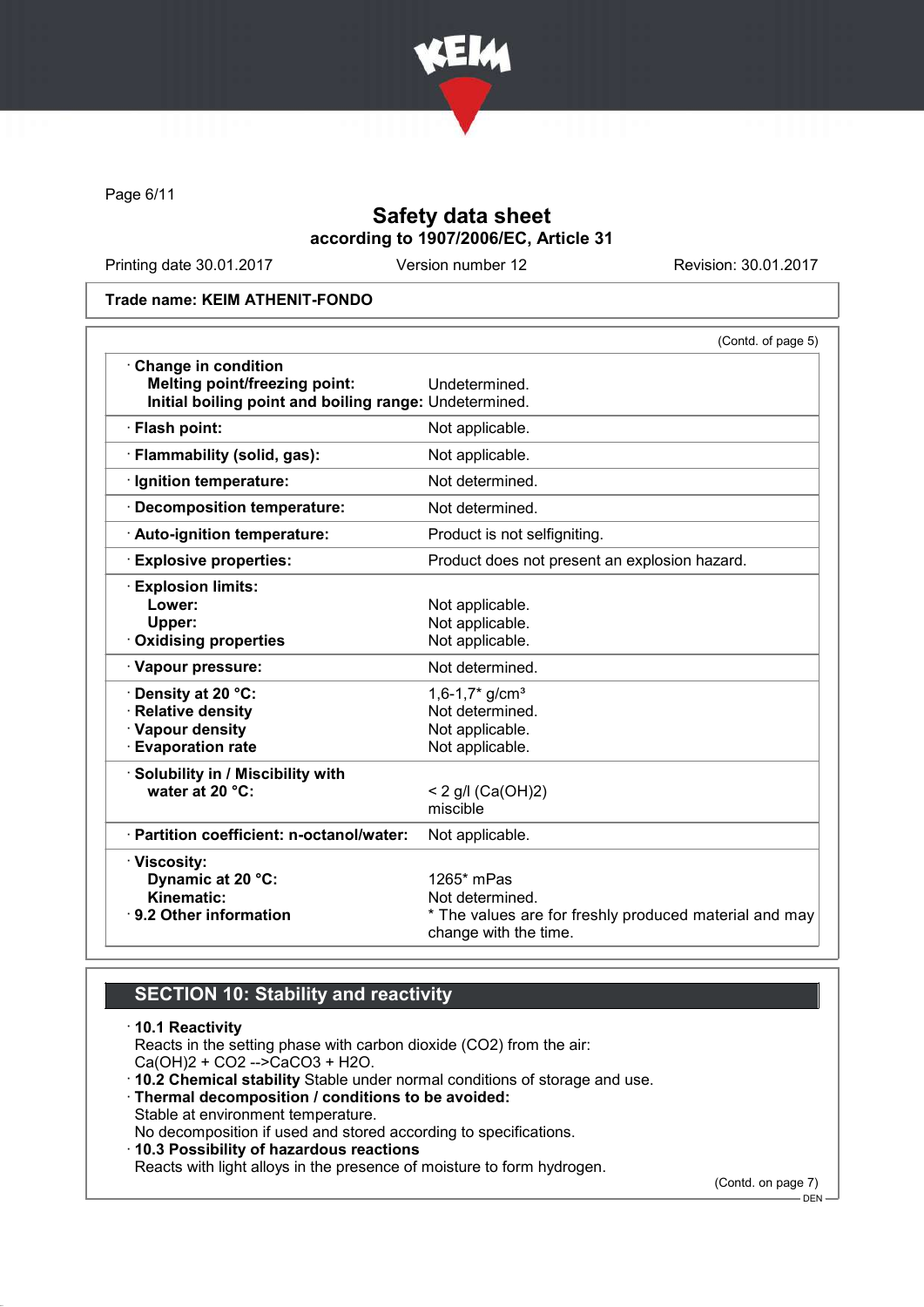Trade name: KEIM ATHENIT-FONDO

(Contd. of page 5)

| | |
|---|---|
| · **Change in condition** | |
| **Melting point/freezing point:** | Undetermined. |
| **Initial boiling point and boiling range:** | Undetermined. |
| · **Flash point:** | Not applicable. |
| · **Flammability (solid, gas):** | Not applicable. |
| · **Ignition temperature:** | Not determined. |
| · **Decomposition temperature:** | Not determined. |
| · **Auto-ignition temperature:** | Product is not selfigniting. |
| · **Explosive properties:** | Product does not present an explosion hazard. |
| · **Explosion limits:** | |
| **Lower:** | Not applicable. |
| **Upper:** | Not applicable. |
| · **Oxidising properties** | Not applicable. |
| · **Vapour pressure:** | Not determined. |
| · **Density at 20 °C:** | 1,6-1,7* g/cm³ |
| · **Relative density** | Not determined. |
| · **Vapour density** | Not applicable. |
| · **Evaporation rate** | Not applicable. |
| · **Solubility in / Miscibility with** | |
| **water at 20 °C:** | < 2 g/l ($Ca(OH)_2$) miscible |
| · **Partition coefficient: n-octanol/water:** | Not applicable. |
| · **Viscosity:** | |
| **Dynamic at 20 °C:** | 1265* mPas |
| **Kinematic:** | Not determined. |
| · **9.2 Other information** | * The values are for freshly produced material and may change with the time. |

## SECTION 10: Stability and reactivity

· **10.1 Reactivity**
Reacts in the setting phase with carbon dioxide ($CO_2$) from the air:
$Ca(OH)_2 + CO_2 \rightarrow CaCO_3 + H_2O$.

· **10.2 Chemical stability** Stable under normal conditions of storage and use.

· **Thermal decomposition / conditions to be avoided:**
Stable at environment temperature.
No decomposition if used and stored according to specifications.

· **10.3 Possibility of hazardous reactions**
Reacts with light alloys in the presence of moisture to form hydrogen.

(Contd. on page 7)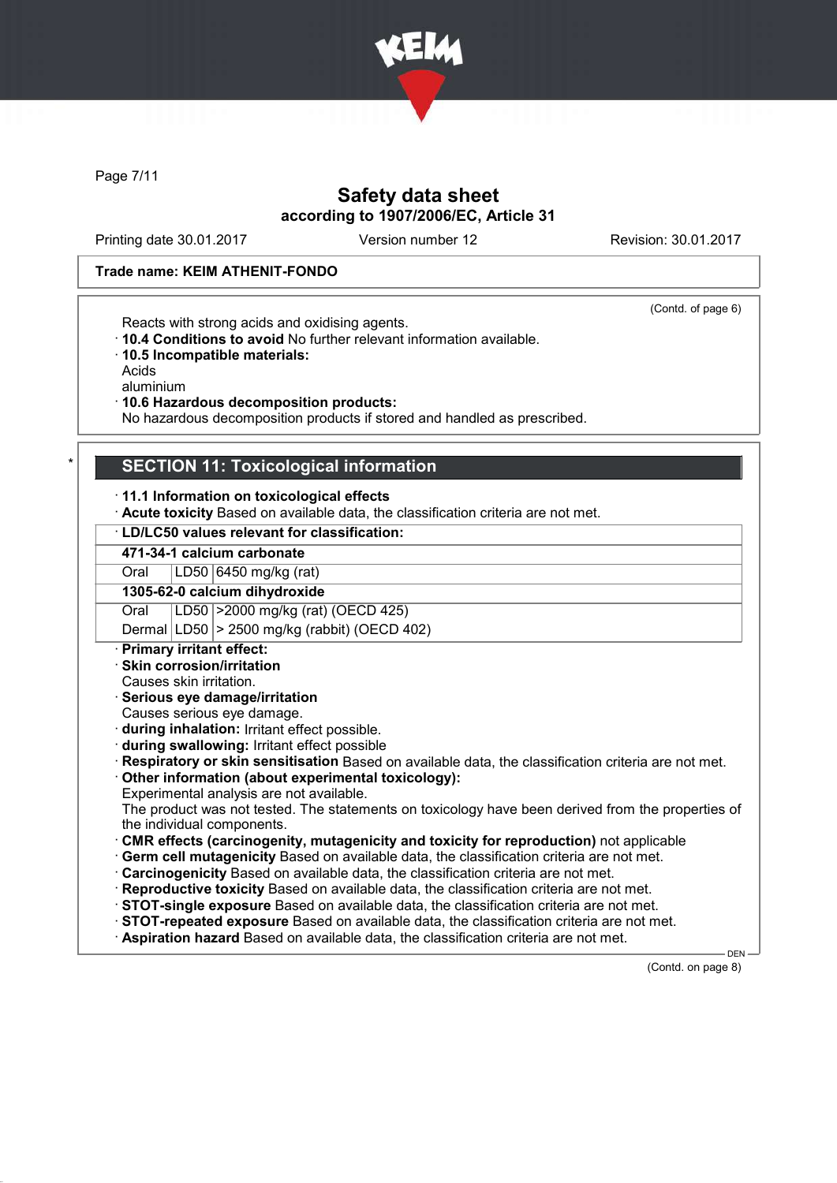Trade name: KEIM ATHENIT-FONDO

(Contd. of page 6)

Reacts with strong acids and oxidising agents.

· **10.4 Conditions to avoid** No further relevant information available.

· **10.5 Incompatible materials:**
Acids
aluminium

· **10.6 Hazardous decomposition products:**
No hazardous decomposition products if stored and handled as prescribed.

## SECTION 11: Toxicological information

· **11.1 Information on toxicological effects**

· **Acute toxicity** Based on available data, the classification criteria are not met.

· **LD/LC50 values relevant for classification:**

| | | |
|---|---|---|
| **471-34-1 calcium carbonate** | | |
| Oral | LD50 | 6450 mg/kg (rat) |
| **1305-62-0 calcium dihydroxide** | | |
| Oral | LD50 | >2000 mg/kg (rat) (OECD 425) |
| Dermal | LD50 | > 2500 mg/kg (rabbit) (OECD 402) |

· **Primary irritant effect:**

· **Skin corrosion/irritation**
Causes skin irritation.

· **Serious eye damage/irritation**
Causes serious eye damage.

· **during inhalation:** Irritant effect possible.

· **during swallowing:** Irritant effect possible

· **Respiratory or skin sensitisation** Based on available data, the classification criteria are not met.

· **Other information (about experimental toxicology):**
Experimental analysis are not available.
The product was not tested. The statements on toxicology have been derived from the properties of the individual components.

· **CMR effects (carcinogenity, mutagenicity and toxicity for reproduction)** not applicable

· **Germ cell mutagenicity** Based on available data, the classification criteria are not met.

· **Carcinogenicity** Based on available data, the classification criteria are not met.

· **Reproductive toxicity** Based on available data, the classification criteria are not met.

· **STOT-single exposure** Based on available data, the classification criteria are not met.

· **STOT-repeated exposure** Based on available data, the classification criteria are not met.

· **Aspiration hazard** Based on available data, the classification criteria are not met.

(Contd. on page 8)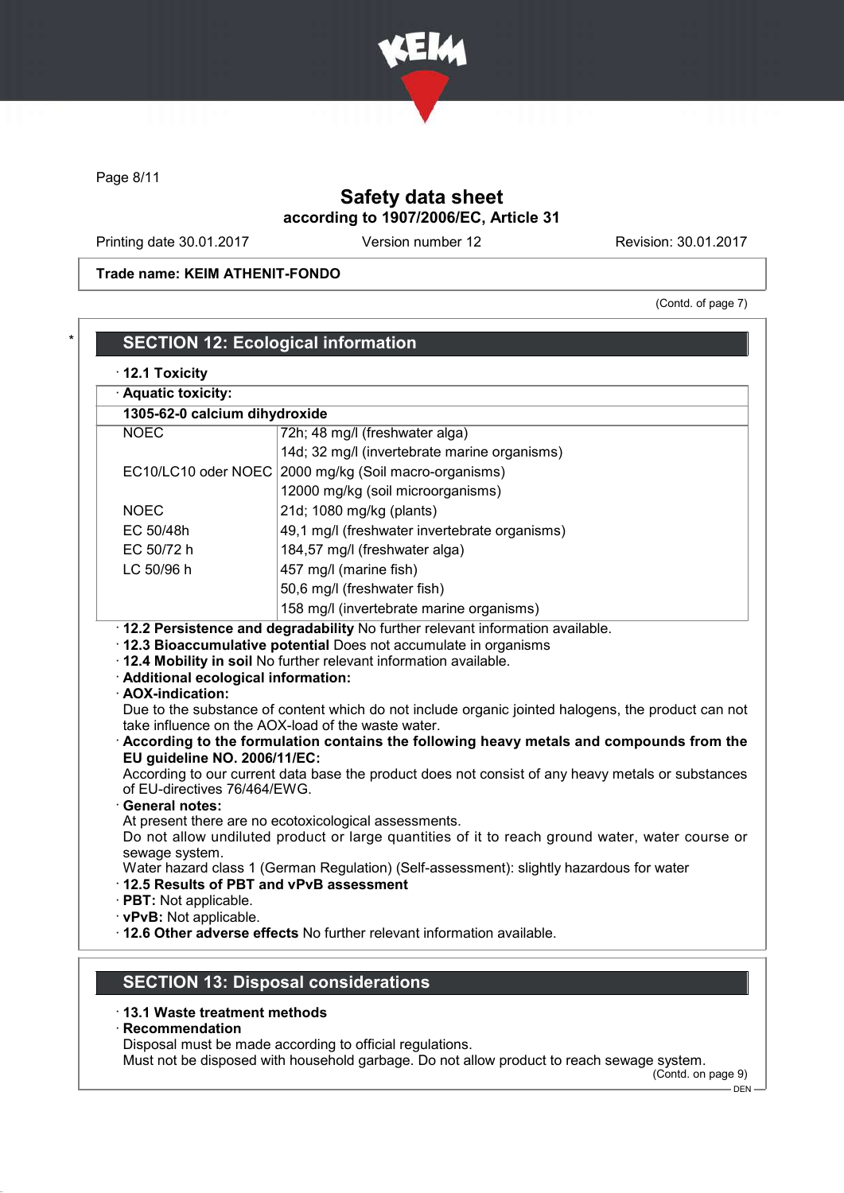Trade name: KEIM ATHENIT-FONDO

(Contd. of page 7)

## SECTION 12: Ecological information

· **12.1 Toxicity**

| · **Aquatic toxicity:** | |
|---|---|
| **1305-62-0 calcium dihydroxide** | |
| NOEC | 72h; 48 mg/l (freshwater alga) |
| | 14d; 32 mg/l (invertebrate marine organisms) |
| EC10/LC10 oder NOEC | 2000 mg/kg (Soil macro-organisms) |
| | 12000 mg/kg (soil microorganisms) |
| NOEC | 21d; 1080 mg/kg (plants) |
| EC 50/48h | 49,1 mg/l (freshwater invertebrate organisms) |
| EC 50/72 h | 184,57 mg/l (freshwater alga) |
| LC 50/96 h | 457 mg/l (marine fish) |
| | 50,6 mg/l (freshwater fish) |
| | 158 mg/l (invertebrate marine organisms) |

· **12.2 Persistence and degradability** No further relevant information available.
· **12.3 Bioaccumulative potential** Does not accumulate in organisms
· **12.4 Mobility in soil** No further relevant information available.
· **Additional ecological information:**
· **AOX-indication:**
Due to the substance of content which do not include organic jointed halogens, the product can not take influence on the AOX-load of the waste water.
· **According to the formulation contains the following heavy metals and compounds from the EU guideline NO. 2006/11/EC:**
According to our current data base the product does not consist of any heavy metals or substances of EU-directives 76/464/EWG.
· **General notes:**
At present there are no ecotoxicological assessments.
Do not allow undiluted product or large quantities of it to reach ground water, water course or sewage system.
Water hazard class 1 (German Regulation) (Self-assessment): slightly hazardous for water
· **12.5 Results of PBT and vPvB assessment**
· **PBT:** Not applicable.
· **vPvB:** Not applicable.
· **12.6 Other adverse effects** No further relevant information available.

## SECTION 13: Disposal considerations

· **13.1 Waste treatment methods**
· **Recommendation**
Disposal must be made according to official regulations.
Must not be disposed with household garbage. Do not allow product to reach sewage system.

(Contd. on page 9)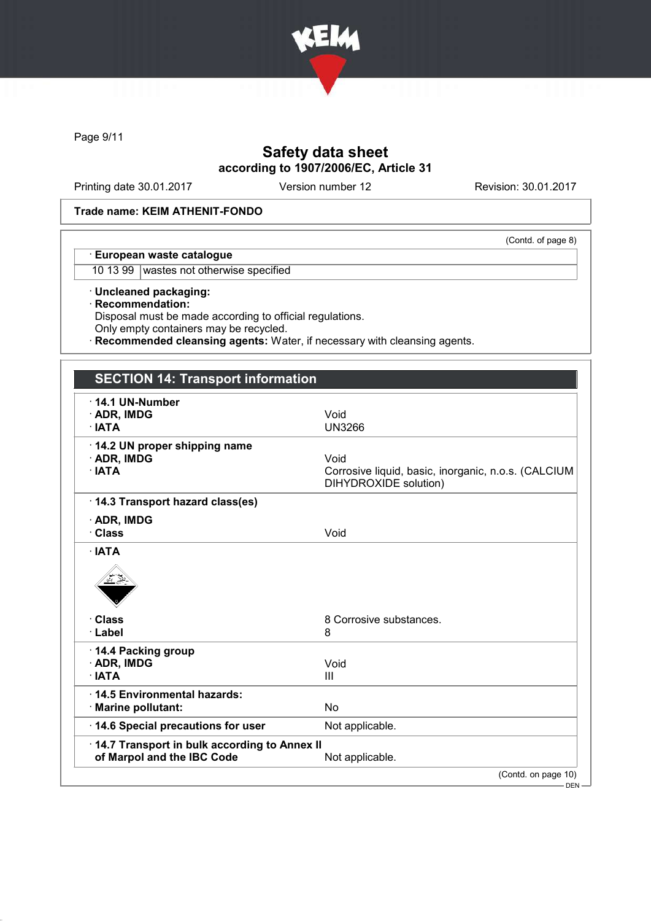# Safety data sheet
## according to 1907/2006/EC, Article 31

Printing date 30.01.2017 | Version number 12 | Revision: 30.01.2017

**Trade name: KEIM ATHENIT-FONDO**

(Contd. of page 8)

· **European waste catalogue**

| | |
|---|---|
| 10 13 99 | wastes not otherwise specified |

· **Uncleaned packaging:**
· **Recommendation:**
Disposal must be made according to official regulations.
Only empty containers may be recycled.
· **Recommended cleansing agents:** Water, if necessary with cleansing agents.

## SECTION 14: Transport information

· **14.1 UN-Number**

| | |
|---|---|
| · **ADR, IMDG** | Void |
| · **IATA** | UN3266 |

· **14.2 UN proper shipping name**

| | |
|---|---|
| · **ADR, IMDG** | Void |
| · **IATA** | Corrosive liquid, basic, inorganic, n.o.s. (CALCIUM DIHYDROXIDE solution) |

· **14.3 Transport hazard class(es)**

· **ADR, IMDG**

| | |
|---|---|
| · **Class** | Void |

· **IATA**

| | |
|---|---|
| · **Class** | 8 Corrosive substances. |
| · **Label** | 8 |

· **14.4 Packing group**

| | |
|---|---|
| · **ADR, IMDG** | Void |
| · **IATA** | III |

· **14.5 Environmental hazards:**

| | |
|---|---|
| · **Marine pollutant:** | No |

| | |
|---|---|
| · **14.6 Special precautions for user** | Not applicable. |
| · **14.7 Transport in bulk according to Annex II of Marpol and the IBC Code** | Not applicable. |

(Contd. on page 10)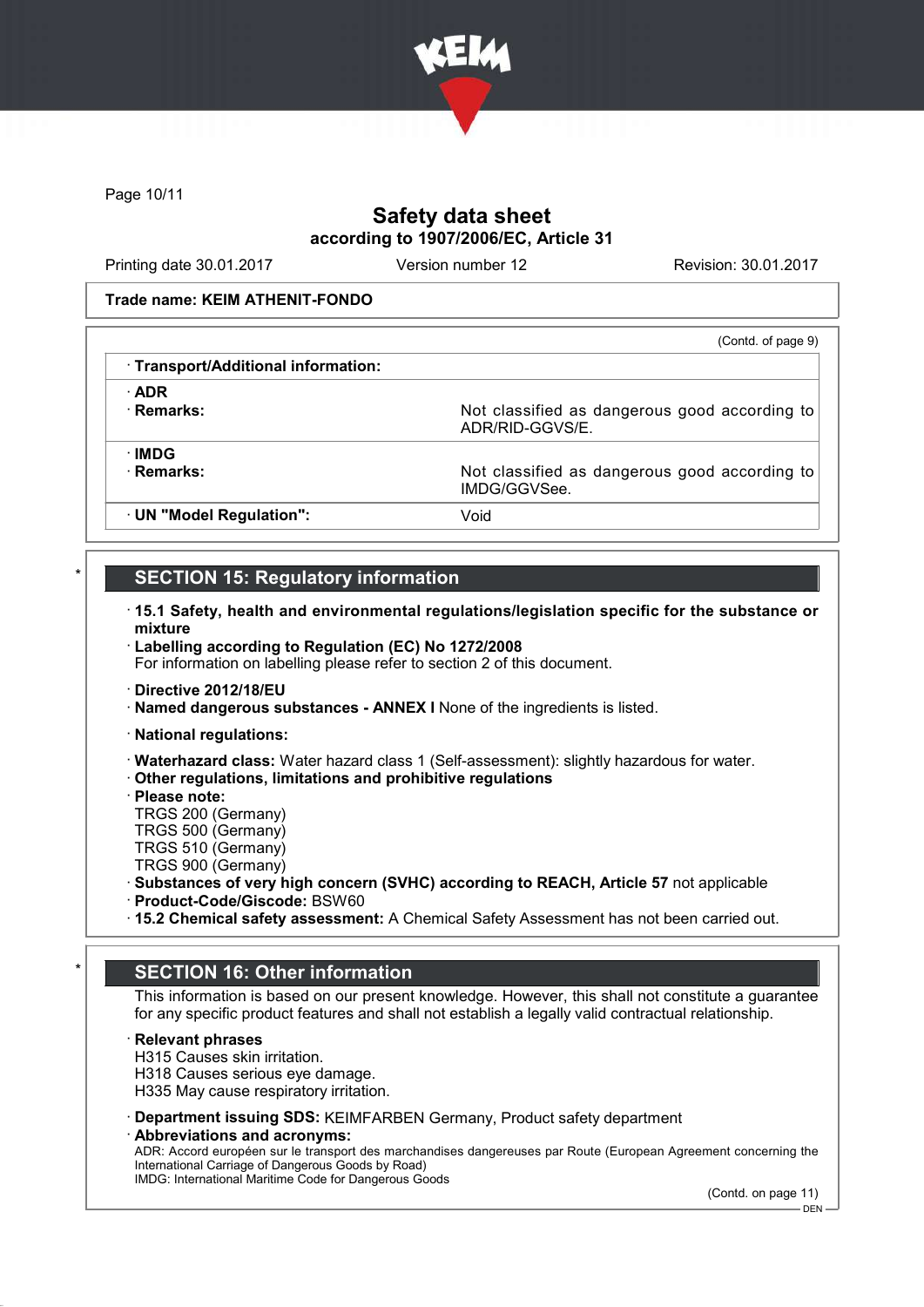## Safety data sheet
### according to 1907/2006/EC, Article 31

Printing date 30.01.2017 | Version number 12 | Revision: 30.01.2017

**Trade name: KEIM ATHENIT-FONDO**

(Contd. of page 9)

| · **Transport/Additional information:** | |
|---|---|
| · **ADR** | |
| · **Remarks:** | Not classified as dangerous good according to ADR/RID-GGVS/E. |
| · **IMDG** | |
| · **Remarks:** | Not classified as dangerous good according to IMDG/GGVSee. |
| · **UN "Model Regulation":** | Void |

## * SECTION 15: Regulatory information

· **15.1 Safety, health and environmental regulations/legislation specific for the substance or mixture**
· **Labelling according to Regulation (EC) No 1272/2008**
For information on labelling please refer to section 2 of this document.

· **Directive 2012/18/EU**
· **Named dangerous substances - ANNEX I** None of the ingredients is listed.

· **National regulations:**

· **Waterhazard class:** Water hazard class 1 (Self-assessment): slightly hazardous for water.
· **Other regulations, limitations and prohibitive regulations**
· **Please note:**
TRGS 200 (Germany)
TRGS 500 (Germany)
TRGS 510 (Germany)
TRGS 900 (Germany)
· **Substances of very high concern (SVHC) according to REACH, Article 57** not applicable
· **Product-Code/Giscode:** BSW60
· **15.2 Chemical safety assessment:** A Chemical Safety Assessment has not been carried out.

## * SECTION 16: Other information

This information is based on our present knowledge. However, this shall not constitute a guarantee for any specific product features and shall not establish a legally valid contractual relationship.

· **Relevant phrases**
H315 Causes skin irritation.
H318 Causes serious eye damage.
H335 May cause respiratory irritation.

· **Department issuing SDS:** KEIMFARBEN Germany, Product safety department
· **Abbreviations and acronyms:**
ADR: Accord européen sur le transport des marchandises dangereuses par Route (European Agreement concerning the International Carriage of Dangerous Goods by Road)
IMDG: International Maritime Code for Dangerous Goods

(Contd. on page 11)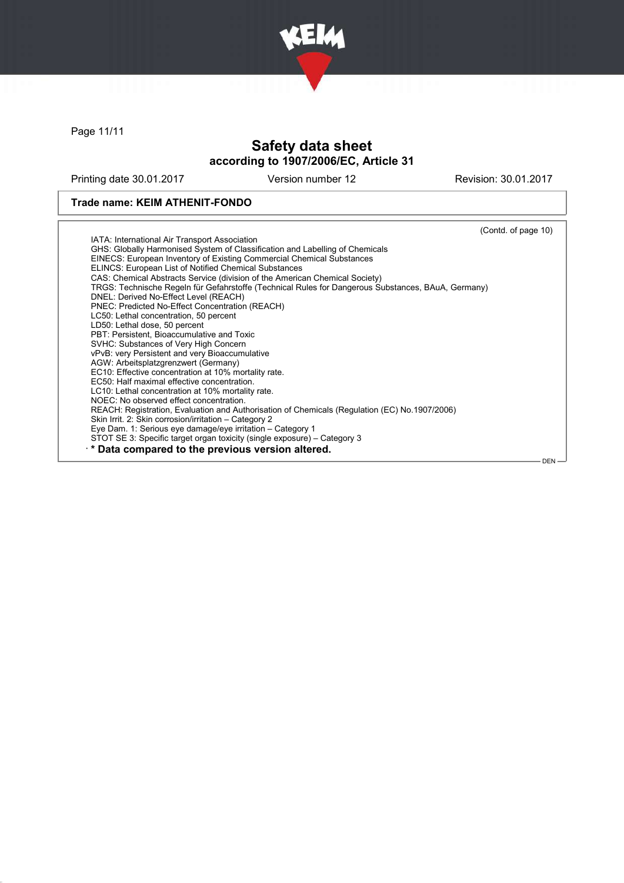# Safety data sheet
## according to 1907/2006/EC, Article 31

Printing date 30.01.2017 | Version number 12 | Revision: 30.01.2017

**Trade name: KEIM ATHENIT-FONDO**

(Contd. of page 10)

IATA: International Air Transport Association
GHS: Globally Harmonised System of Classification and Labelling of Chemicals
EINECS: European Inventory of Existing Commercial Chemical Substances
ELINCS: European List of Notified Chemical Substances
CAS: Chemical Abstracts Service (division of the American Chemical Society)
TRGS: Technische Regeln für Gefahrstoffe (Technical Rules for Dangerous Substances, BAuA, Germany)
DNEL: Derived No-Effect Level (REACH)
PNEC: Predicted No-Effect Concentration (REACH)
LC50: Lethal concentration, 50 percent
LD50: Lethal dose, 50 percent
PBT: Persistent, Bioaccumulative and Toxic
SVHC: Substances of Very High Concern
vPvB: very Persistent and very Bioaccumulative
AGW: Arbeitsplatzgrenzwert (Germany)
EC10: Effective concentration at 10% mortality rate.
EC50: Half maximal effective concentration.
LC10: Lethal concentration at 10% mortality rate.
NOEC: No observed effect concentration.
REACH: Registration, Evaluation and Authorisation of Chemicals (Regulation (EC) No.1907/2006)
Skin Irrit. 2: Skin corrosion/irritation – Category 2
Eye Dam. 1: Serious eye damage/eye irritation – Category 1
STOT SE 3: Specific target organ toxicity (single exposure) – Category 3

· **\* Data compared to the previous version altered.**

DEN